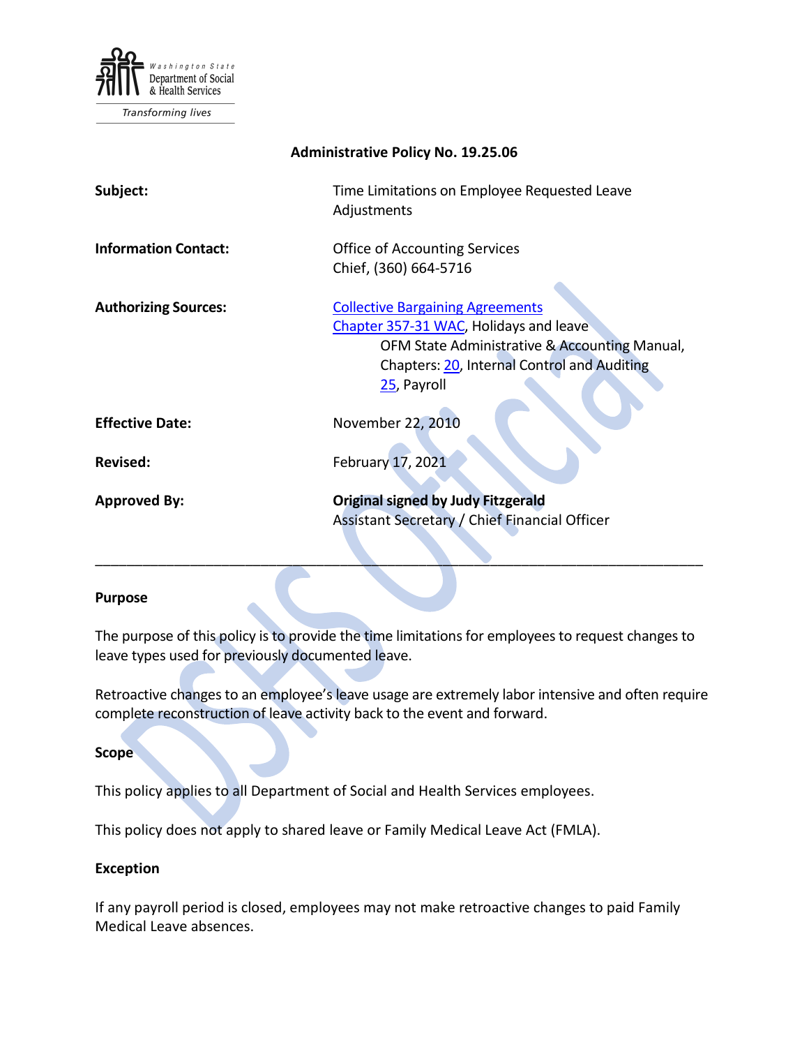Washington State Department of Social & Health Services

Transforming lives

**Administrative Policy No. 19.25.06**

| | |
|---|---|
| **Subject:** | Time Limitations on Employee Requested Leave Adjustments |
| **Information Contact:** | Office of Accounting Services<br>Chief, (360) 664-5716 |
| **Authorizing Sources:** | Collective Bargaining Agreements<br>Chapter 357-31 WAC, Holidays and leave<br>OFM State Administrative & Accounting Manual, Chapters: 20, Internal Control and Auditing<br>25, Payroll |
| **Effective Date:** | November 22, 2010 |
| **Revised:** | February 17, 2021 |
| **Approved By:** | **Original signed by Judy Fitzgerald**<br>Assistant Secretary / Chief Financial Officer |

---

### Purpose

The purpose of this policy is to provide the time limitations for employees to request changes to leave types used for previously documented leave.

Retroactive changes to an employee's leave usage are extremely labor intensive and often require complete reconstruction of leave activity back to the event and forward.

### Scope

This policy applies to all Department of Social and Health Services employees.

This policy does not apply to shared leave or Family Medical Leave Act (FMLA).

### Exception

If any payroll period is closed, employees may not make retroactive changes to paid Family Medical Leave absences.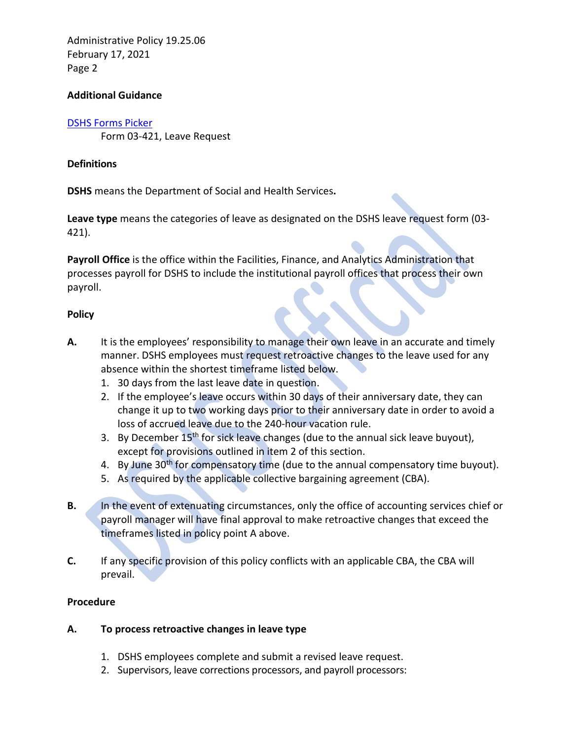### Additional Guidance

[DSHS Forms Picker](DSHS Forms Picker)

Form 03-421, Leave Request

### Definitions

**DSHS** means the Department of Social and Health Services**.**

**Leave type** means the categories of leave as designated on the DSHS leave request form (03-421).

**Payroll Office** is the office within the Facilities, Finance, and Analytics Administration that processes payroll for DSHS to include the institutional payroll offices that process their own payroll.

### Policy

**A.** It is the employees' responsibility to manage their own leave in an accurate and timely manner. DSHS employees must request retroactive changes to the leave used for any absence within the shortest timeframe listed below.

1. 30 days from the last leave date in question.
2. If the employee's leave occurs within 30 days of their anniversary date, they can change it up to two working days prior to their anniversary date in order to avoid a loss of accrued leave due to the 240-hour vacation rule.
3. By December 15th for sick leave changes (due to the annual sick leave buyout), except for provisions outlined in item 2 of this section.
4. By June 30th for compensatory time (due to the annual compensatory time buyout).
5. As required by the applicable collective bargaining agreement (CBA).

**B.** In the event of extenuating circumstances, only the office of accounting services chief or payroll manager will have final approval to make retroactive changes that exceed the timeframes listed in policy point A above.

**C.** If any specific provision of this policy conflicts with an applicable CBA, the CBA will prevail.

### Procedure

**A. To process retroactive changes in leave type**

1. DSHS employees complete and submit a revised leave request.
2. Supervisors, leave corrections processors, and payroll processors: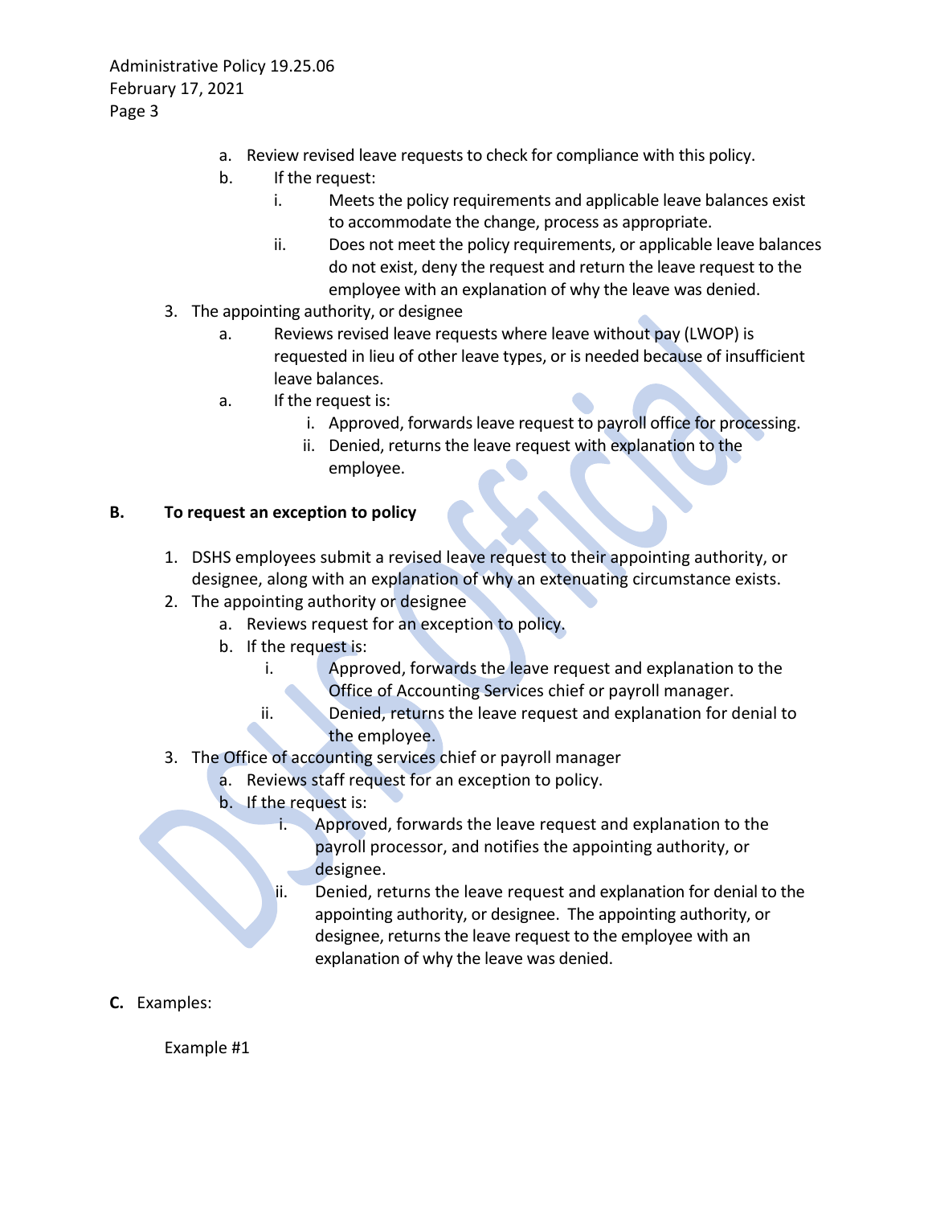a. Review revised leave requests to check for compliance with this policy.
   b. If the request:
      i. Meets the policy requirements and applicable leave balances exist to accommodate the change, process as appropriate.
      ii. Does not meet the policy requirements, or applicable leave balances do not exist, deny the request and return the leave request to the employee with an explanation of why the leave was denied.

3. The appointing authority, or designee
   a. Reviews revised leave requests where leave without pay (LWOP) is requested in lieu of other leave types, or is needed because of insufficient leave balances.
   a. If the request is:
      i. Approved, forwards leave request to payroll office for processing.
      ii. Denied, returns the leave request with explanation to the employee.

**B. To request an exception to policy**

1. DSHS employees submit a revised leave request to their appointing authority, or designee, along with an explanation of why an extenuating circumstance exists.
2. The appointing authority or designee
   a. Reviews request for an exception to policy.
   b. If the request is:
      i. Approved, forwards the leave request and explanation to the Office of Accounting Services chief or payroll manager.
      ii. Denied, returns the leave request and explanation for denial to the employee.
3. The Office of accounting services chief or payroll manager
   a. Reviews staff request for an exception to policy.
   b. If the request is:
      i. Approved, forwards the leave request and explanation to the payroll processor, and notifies the appointing authority, or designee.
      ii. Denied, returns the leave request and explanation for denial to the appointing authority, or designee. The appointing authority, or designee, returns the leave request to the employee with an explanation of why the leave was denied.

**C.** Examples:

Example #1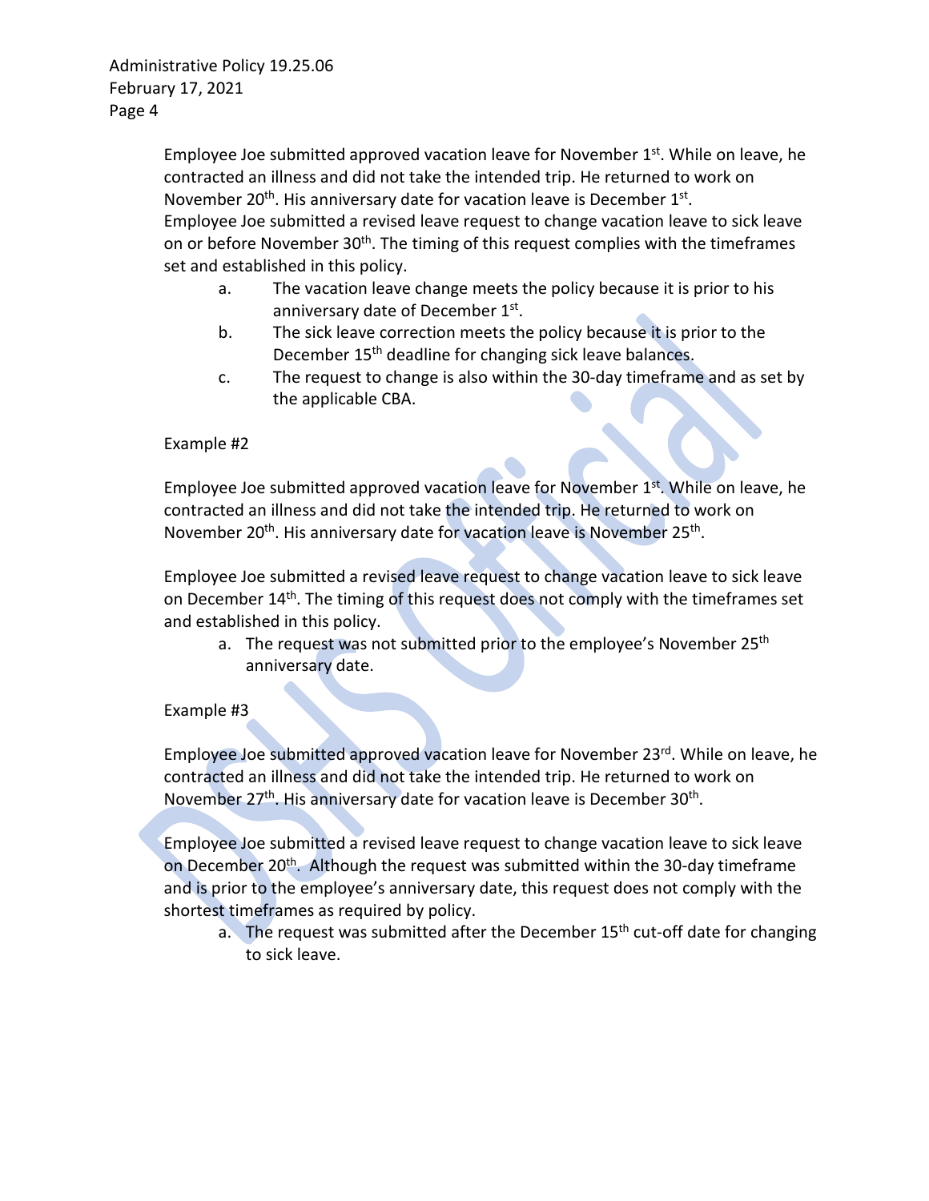Employee Joe submitted approved vacation leave for November 1st. While on leave, he contracted an illness and did not take the intended trip. He returned to work on November 20th. His anniversary date for vacation leave is December 1st. Employee Joe submitted a revised leave request to change vacation leave to sick leave on or before November 30th. The timing of this request complies with the timeframes set and established in this policy.

a. The vacation leave change meets the policy because it is prior to his anniversary date of December 1st.
b. The sick leave correction meets the policy because it is prior to the December 15th deadline for changing sick leave balances.
c. The request to change is also within the 30-day timeframe and as set by the applicable CBA.

Example #2

Employee Joe submitted approved vacation leave for November 1st. While on leave, he contracted an illness and did not take the intended trip. He returned to work on November 20th. His anniversary date for vacation leave is November 25th.

Employee Joe submitted a revised leave request to change vacation leave to sick leave on December 14th. The timing of this request does not comply with the timeframes set and established in this policy.

a. The request was not submitted prior to the employee's November 25th anniversary date.

Example #3

Employee Joe submitted approved vacation leave for November 23rd. While on leave, he contracted an illness and did not take the intended trip. He returned to work on November 27th. His anniversary date for vacation leave is December 30th.

Employee Joe submitted a revised leave request to change vacation leave to sick leave on December 20th. Although the request was submitted within the 30-day timeframe and is prior to the employee's anniversary date, this request does not comply with the shortest timeframes as required by policy.

a. The request was submitted after the December 15th cut-off date for changing to sick leave.